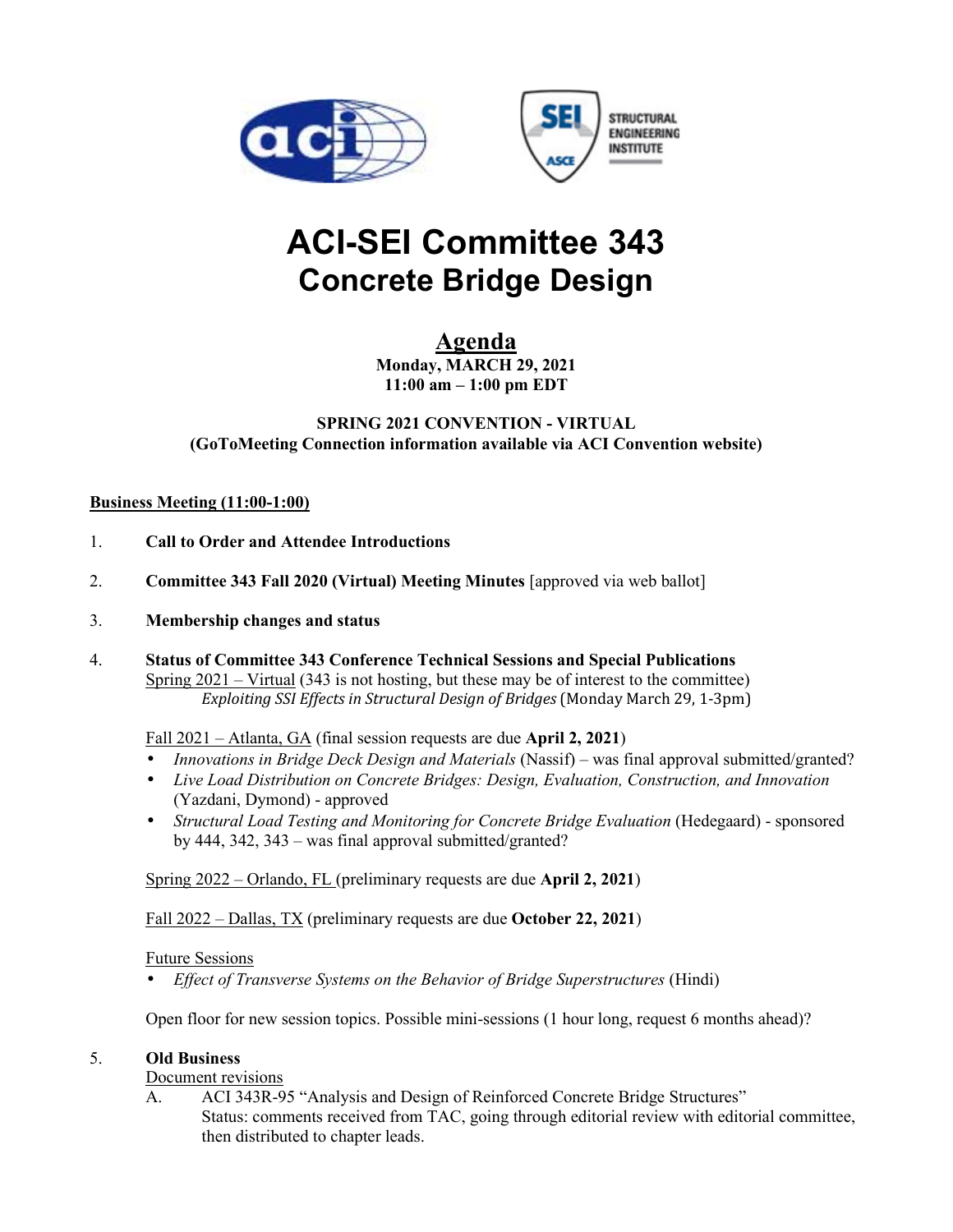# ACI-SEI Committee 343
# Concrete Bridge Design

## Agenda

**Monday, MARCH 29, 2021**
**11:00 am – 1:00 pm EDT**

**SPRING 2021 CONVENTION - VIRTUAL**
**(GoToMeeting Connection information available via ACI Convention website)**

**Business Meeting (11:00-1:00)**

1. **Call to Order and Attendee Introductions**

2. **Committee 343 Fall 2020 (Virtual) Meeting Minutes** [approved via web ballot]

3. **Membership changes and status**

4. **Status of Committee 343 Conference Technical Sessions and Special Publications**

   Spring 2021 – Virtual (343 is not hosting, but these may be of interest to the committee)
   *Exploiting SSI Effects in Structural Design of Bridges* (Monday March 29, 1-3pm)

   Fall 2021 – Atlanta, GA (final session requests are due **April 2, 2021**)
   - *Innovations in Bridge Deck Design and Materials* (Nassif) – was final approval submitted/granted?
   - *Live Load Distribution on Concrete Bridges: Design, Evaluation, Construction, and Innovation* (Yazdani, Dymond) - approved
   - *Structural Load Testing and Monitoring for Concrete Bridge Evaluation* (Hedegaard) - sponsored by 444, 342, 343 – was final approval submitted/granted?

   Spring 2022 – Orlando, FL (preliminary requests are due **April 2, 2021**)

   Fall 2022 – Dallas, TX (preliminary requests are due **October 22, 2021**)

   Future Sessions
   - *Effect of Transverse Systems on the Behavior of Bridge Superstructures* (Hindi)

   Open floor for new session topics. Possible mini-sessions (1 hour long, request 6 months ahead)?

5. **Old Business**

   Document revisions

   A. ACI 343R-95 "Analysis and Design of Reinforced Concrete Bridge Structures"
   Status: comments received from TAC, going through editorial review with editorial committee, then distributed to chapter leads.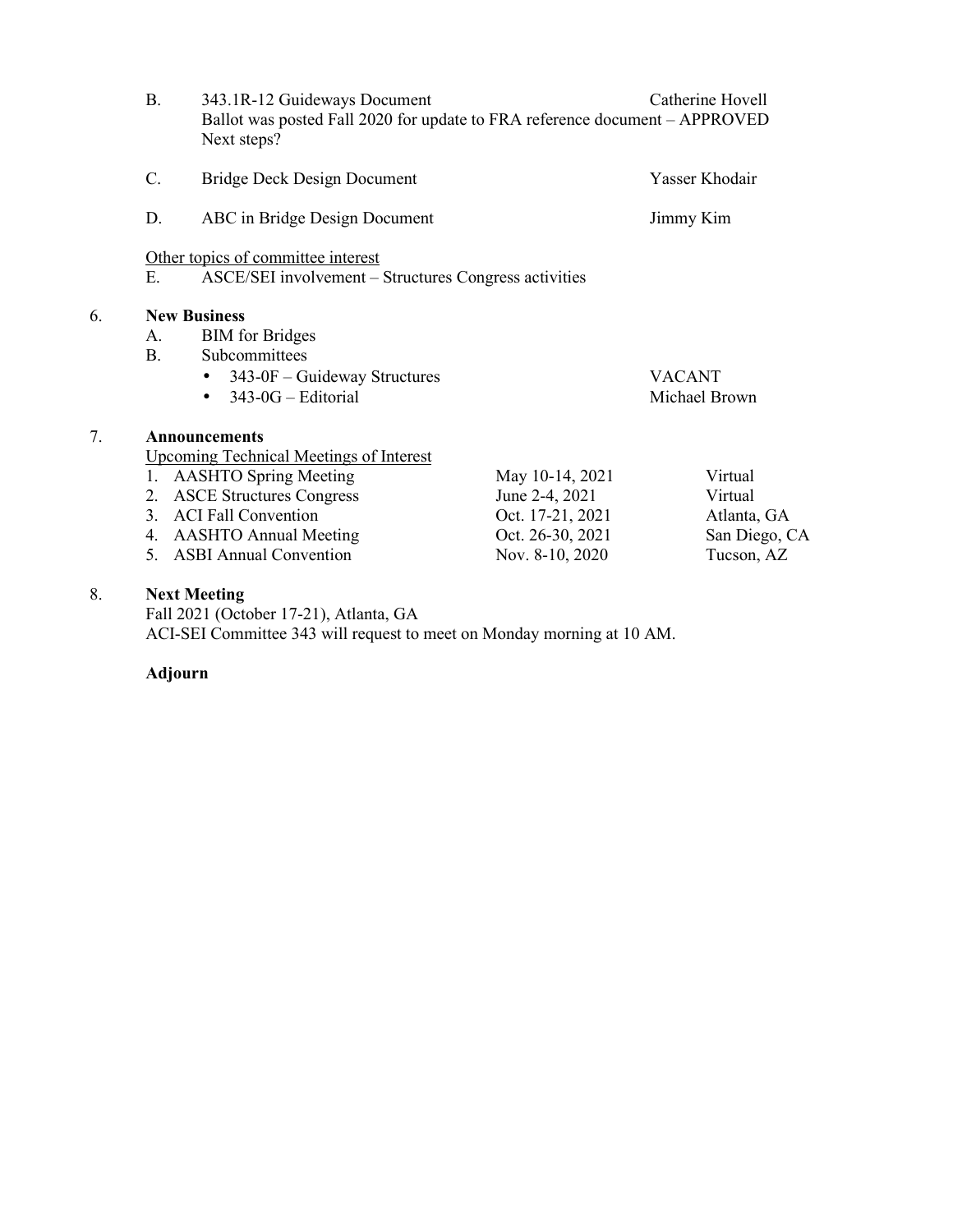B. 343.1R-12 Guideways Document — Catherine Hovell
   Ballot was posted Fall 2020 for update to FRA reference document – APPROVED
   Next steps?

C. Bridge Deck Design Document — Yasser Khodair

D. ABC in Bridge Design Document — Jimmy Kim

Other topics of committee interest

E. ASCE/SEI involvement – Structures Congress activities

6. **New Business**
   A. BIM for Bridges
   B. Subcommittees
      - 343-0F – Guideway Structures — VACANT
      - 343-0G – Editorial — Michael Brown

7. **Announcements**

   Upcoming Technical Meetings of Interest

| | | |
|---|---|---|
| 1. AASHTO Spring Meeting | May 10-14, 2021 | Virtual |
| 2. ASCE Structures Congress | June 2-4, 2021 | Virtual |
| 3. ACI Fall Convention | Oct. 17-21, 2021 | Atlanta, GA |
| 4. AASHTO Annual Meeting | Oct. 26-30, 2021 | San Diego, CA |
| 5. ASBI Annual Convention | Nov. 8-10, 2020 | Tucson, AZ |

8. **Next Meeting**
   Fall 2021 (October 17-21), Atlanta, GA
   ACI-SEI Committee 343 will request to meet on Monday morning at 10 AM.

**Adjourn**